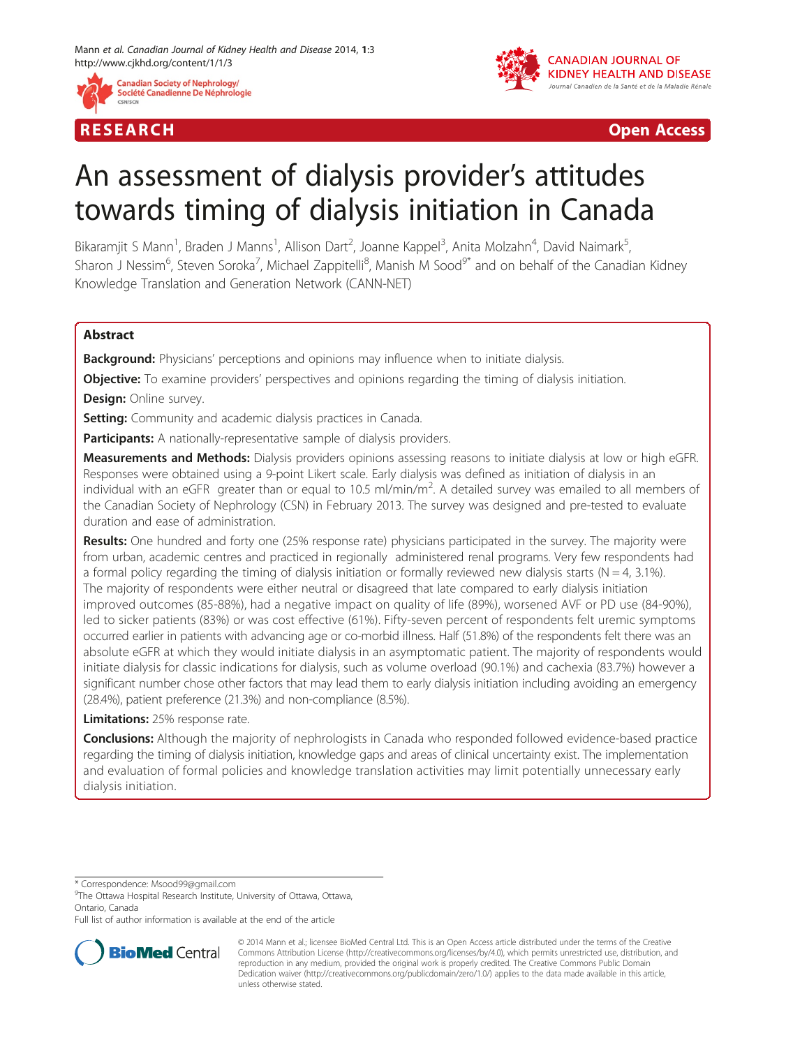RESEARCH Open Access

# An assessment of dialysis provider's attitudes towards timing of dialysis initiation in Canada

Bikaramjit S Mann[1], Braden J Manns[1], Allison Dart[2], Joanne Kappel[3], Anita Molzahn[4], David Naimark[5], Sharon J Nessim[6], Steven Soroka[7], Michael Zappitelli[8], Manish M Sood[9*] and on behalf of the Canadian Kidney Knowledge Translation and Generation Network (CANN-NET)

## Abstract

**Background:** Physicians' perceptions and opinions may influence when to initiate dialysis.

**Objective:** To examine providers' perspectives and opinions regarding the timing of dialysis initiation.

**Design:** Online survey.

**Setting:** Community and academic dialysis practices in Canada.

**Participants:** A nationally-representative sample of dialysis providers.

**Measurements and Methods:** Dialysis providers opinions assessing reasons to initiate dialysis at low or high eGFR. Responses were obtained using a 9-point Likert scale. Early dialysis was defined as initiation of dialysis in an individual with an eGFR greater than or equal to 10.5 ml/min/m$^2$. A detailed survey was emailed to all members of the Canadian Society of Nephrology (CSN) in February 2013. The survey was designed and pre-tested to evaluate duration and ease of administration.

**Results:** One hundred and forty one (25% response rate) physicians participated in the survey. The majority were from urban, academic centres and practiced in regionally administered renal programs. Very few respondents had a formal policy regarding the timing of dialysis initiation or formally reviewed new dialysis starts (N = 4, 3.1%). The majority of respondents were either neutral or disagreed that late compared to early dialysis initiation improved outcomes (85-88%), had a negative impact on quality of life (89%), worsened AVF or PD use (84-90%), led to sicker patients (83%) or was cost effective (61%). Fifty-seven percent of respondents felt uremic symptoms occurred earlier in patients with advancing age or co-morbid illness. Half (51.8%) of the respondents felt there was an absolute eGFR at which they would initiate dialysis in an asymptomatic patient. The majority of respondents would initiate dialysis for classic indications for dialysis, such as volume overload (90.1%) and cachexia (83.7%) however a significant number chose other factors that may lead them to early dialysis initiation including avoiding an emergency (28.4%), patient preference (21.3%) and non-compliance (8.5%).

**Limitations:** 25% response rate.

**Conclusions:** Although the majority of nephrologists in Canada who responded followed evidence-based practice regarding the timing of dialysis initiation, knowledge gaps and areas of clinical uncertainty exist. The implementation and evaluation of formal policies and knowledge translation activities may limit potentially unnecessary early dialysis initiation.

\* Correspondence: Msood99@gmail.com
[9]The Ottawa Hospital Research Institute, University of Ottawa, Ottawa, Ontario, Canada
Full list of author information is available at the end of the article

© 2014 Mann et al.; licensee BioMed Central Ltd. This is an Open Access article distributed under the terms of the Creative Commons Attribution License (http://creativecommons.org/licenses/by/4.0), which permits unrestricted use, distribution, and reproduction in any medium, provided the original work is properly credited. The Creative Commons Public Domain Dedication waiver (http://creativecommons.org/publicdomain/zero/1.0/) applies to the data made available in this article, unless otherwise stated.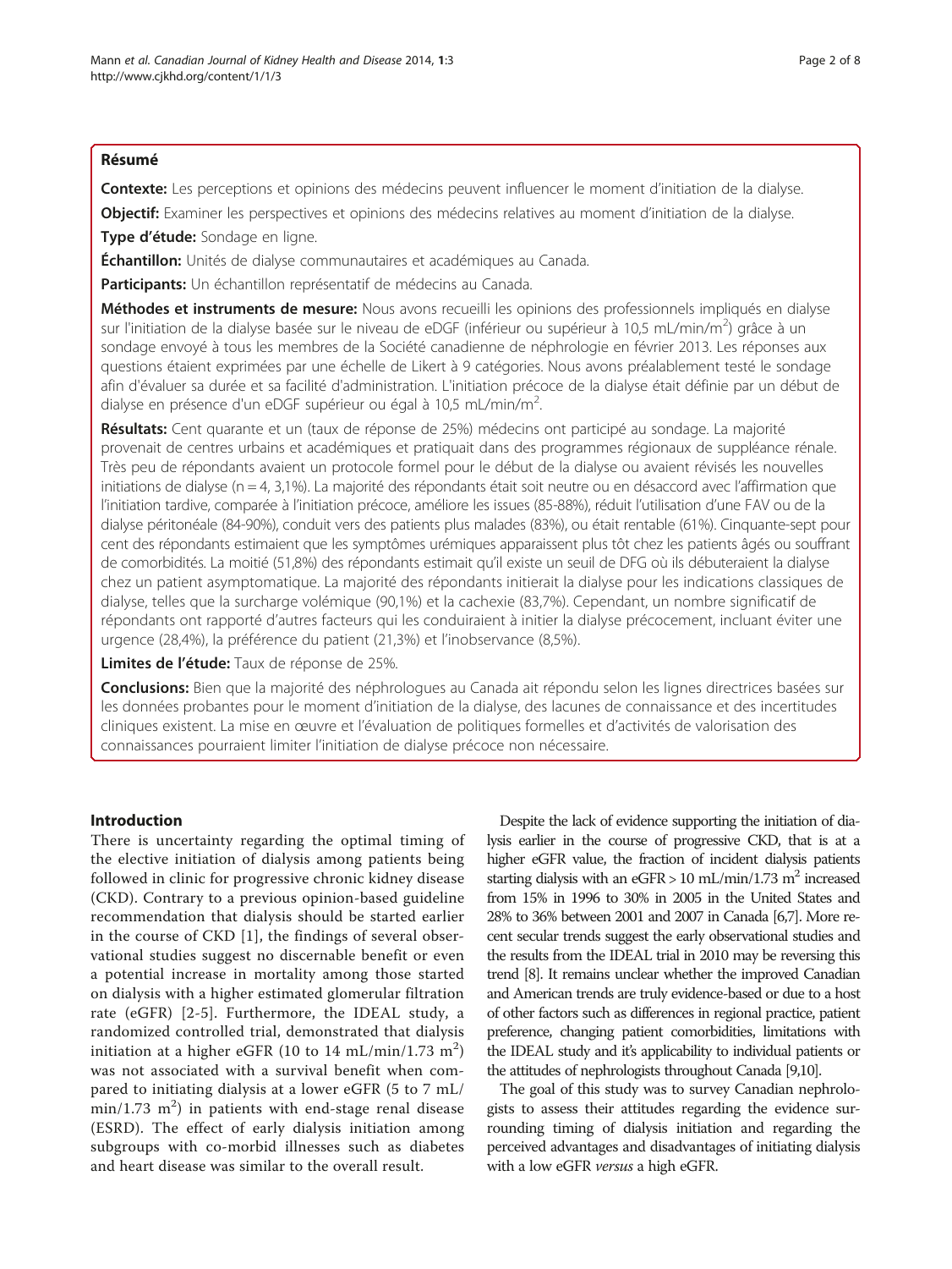## Résumé

**Contexte:** Les perceptions et opinions des médecins peuvent influencer le moment d'initiation de la dialyse.

**Objectif:** Examiner les perspectives et opinions des médecins relatives au moment d'initiation de la dialyse.

**Type d'étude:** Sondage en ligne.

**Échantillon:** Unités de dialyse communautaires et académiques au Canada.

**Participants:** Un échantillon représentatif de médecins au Canada.

**Méthodes et instruments de mesure:** Nous avons recueilli les opinions des professionnels impliqués en dialyse sur l'initiation de la dialyse basée sur le niveau de eDGF (inférieur ou supérieur à 10,5 mL/min/m$^2$) grâce à un sondage envoyé à tous les membres de la Société canadienne de néphrologie en février 2013. Les réponses aux questions étaient exprimées par une échelle de Likert à 9 catégories. Nous avons préalablement testé le sondage afin d'évaluer sa durée et sa facilité d'administration. L'initiation précoce de la dialyse était définie par un début de dialyse en présence d'un eDGF supérieur ou égal à 10,5 mL/min/m$^2$.

**Résultats:** Cent quarante et un (taux de réponse de 25%) médecins ont participé au sondage. La majorité provenait de centres urbains et académiques et pratiquait dans des programmes régionaux de suppléance rénale. Très peu de répondants avaient un protocole formel pour le début de la dialyse ou avaient révisés les nouvelles initiations de dialyse (n = 4, 3,1%). La majorité des répondants était soit neutre ou en désaccord avec l'affirmation que l'initiation tardive, comparée à l'initiation précoce, améliore les issues (85-88%), réduit l'utilisation d'une FAV ou de la dialyse péritonéale (84-90%), conduit vers des patients plus malades (83%), ou était rentable (61%). Cinquante-sept pour cent des répondants estimaient que les symptômes urémiques apparaissent plus tôt chez les patients âgés ou souffrant de comorbidités. La moitié (51,8%) des répondants estimait qu'il existe un seuil de DFG où ils débuteraient la dialyse chez un patient asymptomatique. La majorité des répondants initierait la dialyse pour les indications classiques de dialyse, telles que la surcharge volémique (90,1%) et la cachexie (83,7%). Cependant, un nombre significatif de répondants ont rapporté d'autres facteurs qui les conduiraient à initier la dialyse précocement, incluant éviter une urgence (28,4%), la préférence du patient (21,3%) et l'inobservance (8,5%).

**Limites de l'étude:** Taux de réponse de 25%.

**Conclusions:** Bien que la majorité des néphrologues au Canada ait répondu selon les lignes directrices basées sur les données probantes pour le moment d'initiation de la dialyse, des lacunes de connaissance et des incertitudes cliniques existent. La mise en œuvre et l'évaluation de politiques formelles et d'activités de valorisation des connaissances pourraient limiter l'initiation de dialyse précoce non nécessaire.

## Introduction

There is uncertainty regarding the optimal timing of the elective initiation of dialysis among patients being followed in clinic for progressive chronic kidney disease (CKD). Contrary to a previous opinion-based guideline recommendation that dialysis should be started earlier in the course of CKD [1], the findings of several observational studies suggest no discernable benefit or even a potential increase in mortality among those started on dialysis with a higher estimated glomerular filtration rate (eGFR) [2-5]. Furthermore, the IDEAL study, a randomized controlled trial, demonstrated that dialysis initiation at a higher eGFR (10 to 14 mL/min/1.73 m$^2$) was not associated with a survival benefit when compared to initiating dialysis at a lower eGFR (5 to 7 mL/min/1.73 m$^2$) in patients with end-stage renal disease (ESRD). The effect of early dialysis initiation among subgroups with co-morbid illnesses such as diabetes and heart disease was similar to the overall result.

Despite the lack of evidence supporting the initiation of dialysis earlier in the course of progressive CKD, that is at a higher eGFR value, the fraction of incident dialysis patients starting dialysis with an eGFR > 10 mL/min/1.73 m$^2$ increased from 15% in 1996 to 30% in 2005 in the United States and 28% to 36% between 2001 and 2007 in Canada [6,7]. More recent secular trends suggest the early observational studies and the results from the IDEAL trial in 2010 may be reversing this trend [8]. It remains unclear whether the improved Canadian and American trends are truly evidence-based or due to a host of other factors such as differences in regional practice, patient preference, changing patient comorbidities, limitations with the IDEAL study and it's applicability to individual patients or the attitudes of nephrologists throughout Canada [9,10].

The goal of this study was to survey Canadian nephrologists to assess their attitudes regarding the evidence surrounding timing of dialysis initiation and regarding the perceived advantages and disadvantages of initiating dialysis with a low eGFR *versus* a high eGFR.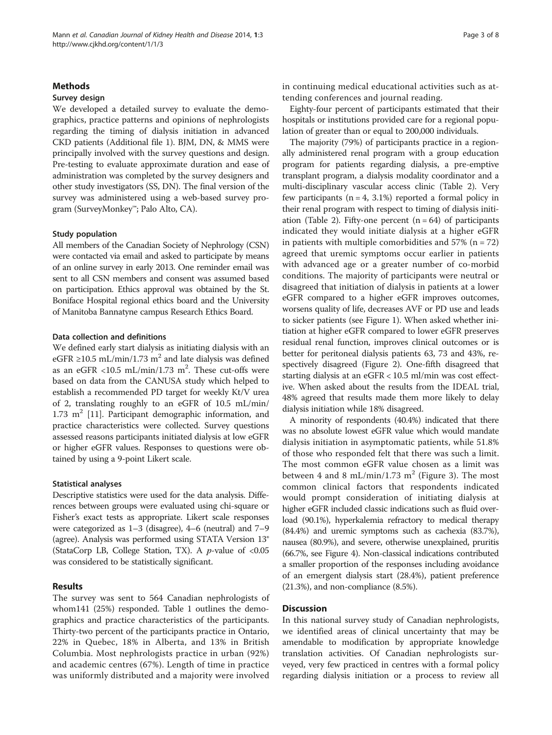## Methods

### Survey design

We developed a detailed survey to evaluate the demographics, practice patterns and opinions of nephrologists regarding the timing of dialysis initiation in advanced CKD patients (Additional file 1). BJM, DN, & MMS were principally involved with the survey questions and design. Pre-testing to evaluate approximate duration and ease of administration was completed by the survey designers and other study investigators (SS, DN). The final version of the survey was administered using a web-based survey program (SurveyMonkey™; Palo Alto, CA).

### Study population

All members of the Canadian Society of Nephrology (CSN) were contacted via email and asked to participate by means of an online survey in early 2013. One reminder email was sent to all CSN members and consent was assumed based on participation. Ethics approval was obtained by the St. Boniface Hospital regional ethics board and the University of Manitoba Bannatyne campus Research Ethics Board.

### Data collection and definitions

We defined early start dialysis as initiating dialysis with an eGFR ≥10.5 mL/min/1.73 $m^2$ and late dialysis was defined as an eGFR <10.5 mL/min/1.73 $m^2$. These cut-offs were based on data from the CANUSA study which helped to establish a recommended PD target for weekly Kt/V urea of 2, translating roughly to an eGFR of 10.5 mL/min/1.73 $m^2$ [11]. Participant demographic information, and practice characteristics were collected. Survey questions assessed reasons participants initiated dialysis at low eGFR or higher eGFR values. Responses to questions were obtained by using a 9-point Likert scale.

### Statistical analyses

Descriptive statistics were used for the data analysis. Differences between groups were evaluated using chi-square or Fisher's exact tests as appropriate. Likert scale responses were categorized as 1–3 (disagree), 4–6 (neutral) and 7–9 (agree). Analysis was performed using STATA Version 13® (StataCorp LB, College Station, TX). A *p*-value of <0.05 was considered to be statistically significant.

## Results

The survey was sent to 564 Canadian nephrologists of whom141 (25%) responded. Table 1 outlines the demographics and practice characteristics of the participants. Thirty-two percent of the participants practice in Ontario, 22% in Quebec, 18% in Alberta, and 13% in British Columbia. Most nephrologists practice in urban (92%) and academic centres (67%). Length of time in practice was uniformly distributed and a majority were involved in continuing medical educational activities such as attending conferences and journal reading.

Eighty-four percent of participants estimated that their hospitals or institutions provided care for a regional population of greater than or equal to 200,000 individuals.

The majority (79%) of participants practice in a regionally administered renal program with a group education program for patients regarding dialysis, a pre-emptive transplant program, a dialysis modality coordinator and a multi-disciplinary vascular access clinic (Table 2). Very few participants (n = 4, 3.1%) reported a formal policy in their renal program with respect to timing of dialysis initiation (Table 2). Fifty-one percent (n = 64) of participants indicated they would initiate dialysis at a higher eGFR in patients with multiple comorbidities and 57% (n = 72) agreed that uremic symptoms occur earlier in patients with advanced age or a greater number of co-morbid conditions. The majority of participants were neutral or disagreed that initiation of dialysis in patients at a lower eGFR compared to a higher eGFR improves outcomes, worsens quality of life, decreases AVF or PD use and leads to sicker patients (see Figure 1). When asked whether initiation at higher eGFR compared to lower eGFR preserves residual renal function, improves clinical outcomes or is better for peritoneal dialysis patients 63, 73 and 43%, respectively disagreed (Figure 2). One-fifth disagreed that starting dialysis at an eGFR < 10.5 ml/min was cost effective. When asked about the results from the IDEAL trial, 48% agreed that results made them more likely to delay dialysis initiation while 18% disagreed.

A minority of respondents (40.4%) indicated that there was no absolute lowest eGFR value which would mandate dialysis initiation in asymptomatic patients, while 51.8% of those who responded felt that there was such a limit. The most common eGFR value chosen as a limit was between 4 and 8 mL/min/1.73 $m^2$ (Figure 3). The most common clinical factors that respondents indicated would prompt consideration of initiating dialysis at higher eGFR included classic indications such as fluid overload (90.1%), hyperkalemia refractory to medical therapy (84.4%) and uremic symptoms such as cachexia (83.7%), nausea (80.9%), and severe, otherwise unexplained, pruritis (66.7%, see Figure 4). Non-classical indications contributed a smaller proportion of the responses including avoidance of an emergent dialysis start (28.4%), patient preference (21.3%), and non-compliance (8.5%).

## Discussion

In this national survey study of Canadian nephrologists, we identified areas of clinical uncertainty that may be amendable to modification by appropriate knowledge translation activities. Of Canadian nephrologists surveyed, very few practiced in centres with a formal policy regarding dialysis initiation or a process to review all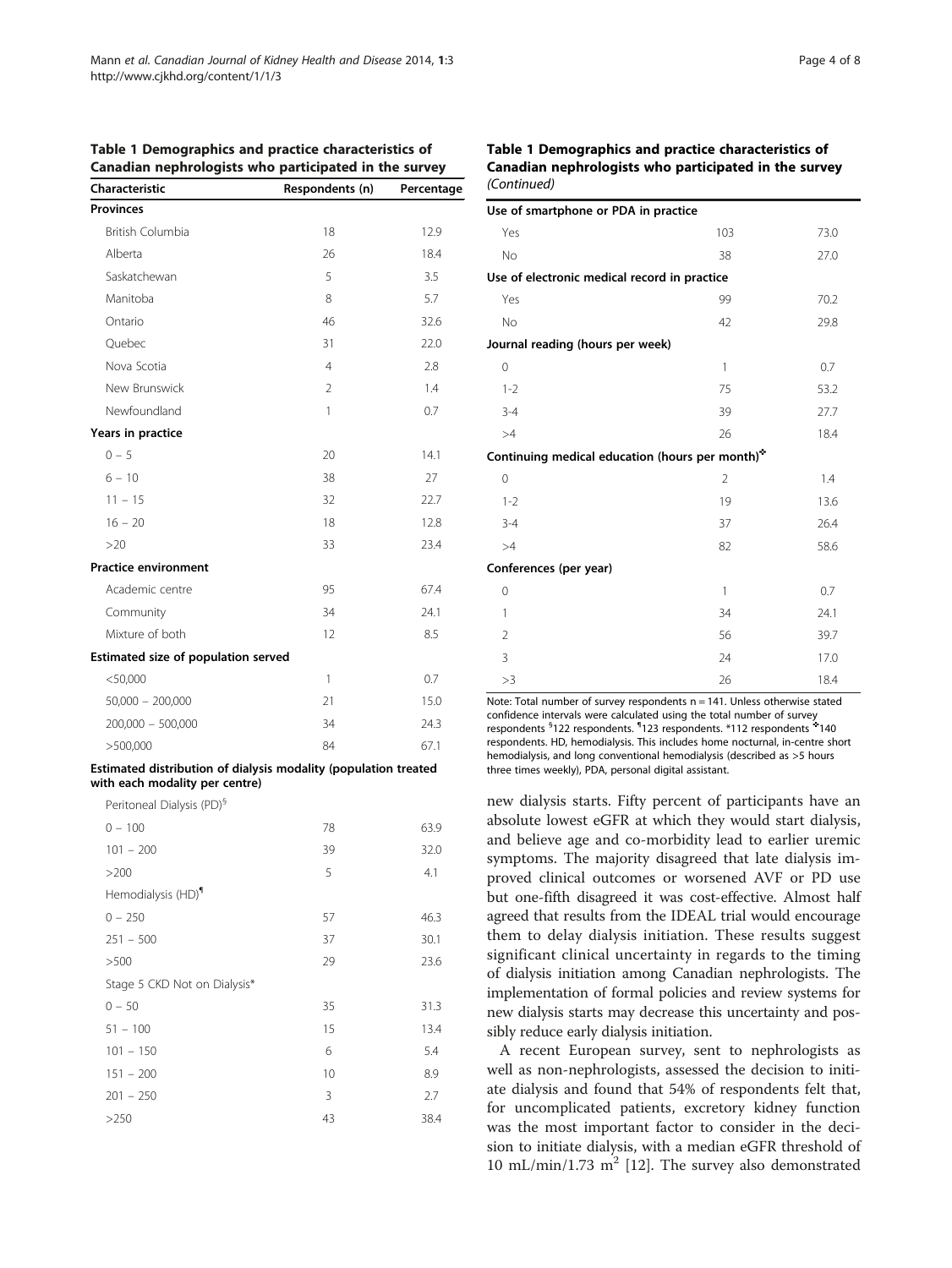**Table 1 Demographics and practice characteristics of Canadian nephrologists who participated in the survey**

| Characteristic | Respondents (n) | Percentage |
|---|---|---|
| **Provinces** | | |
| British Columbia | 18 | 12.9 |
| Alberta | 26 | 18.4 |
| Saskatchewan | 5 | 3.5 |
| Manitoba | 8 | 5.7 |
| Ontario | 46 | 32.6 |
| Quebec | 31 | 22.0 |
| Nova Scotia | 4 | 2.8 |
| New Brunswick | 2 | 1.4 |
| Newfoundland | 1 | 0.7 |
| **Years in practice** | | |
| 0 – 5 | 20 | 14.1 |
| 6 – 10 | 38 | 27 |
| 11 – 15 | 32 | 22.7 |
| 16 – 20 | 18 | 12.8 |
| >20 | 33 | 23.4 |
| **Practice environment** | | |
| Academic centre | 95 | 67.4 |
| Community | 34 | 24.1 |
| Mixture of both | 12 | 8.5 |
| **Estimated size of population served** | | |
| <50,000 | 1 | 0.7 |
| 50,000 – 200,000 | 21 | 15.0 |
| 200,000 – 500,000 | 34 | 24.3 |
| >500,000 | 84 | 67.1 |
| **Estimated distribution of dialysis modality (population treated with each modality per centre)** | | |
| Peritoneal Dialysis (PD)[§] | | |
| 0 – 100 | 78 | 63.9 |
| 101 – 200 | 39 | 32.0 |
| >200 | 5 | 4.1 |
| Hemodialysis (HD)[¶] | | |
| 0 – 250 | 57 | 46.3 |
| 251 – 500 | 37 | 30.1 |
| >500 | 29 | 23.6 |
| Stage 5 CKD Not on Dialysis* | | |
| 0 – 50 | 35 | 31.3 |
| 51 – 100 | 15 | 13.4 |
| 101 – 150 | 6 | 5.4 |
| 151 – 200 | 10 | 8.9 |
| 201 – 250 | 3 | 2.7 |
| >250 | 43 | 38.4 |
| **Use of smartphone or PDA in practice** | | |
| Yes | 103 | 73.0 |
| No | 38 | 27.0 |
| **Use of electronic medical record in practice** | | |
| Yes | 99 | 70.2 |
| No | 42 | 29.8 |
| **Journal reading (hours per week)** | | |
| 0 | 1 | 0.7 |
| 1-2 | 75 | 53.2 |
| 3-4 | 39 | 27.7 |
| >4 | 26 | 18.4 |
| **Continuing medical education (hours per month)**[✣] | | |
| 0 | 2 | 1.4 |
| 1-2 | 19 | 13.6 |
| 3-4 | 37 | 26.4 |
| >4 | 82 | 58.6 |
| **Conferences (per year)** | | |
| 0 | 1 | 0.7 |
| 1 | 34 | 24.1 |
| 2 | 56 | 39.7 |
| 3 | 24 | 17.0 |
| >3 | 26 | 18.4 |

Note: Total number of survey respondents n = 141. Unless otherwise stated confidence intervals were calculated using the total number of survey respondents [§]122 respondents. [¶]123 respondents. *112 respondents [✣]140 respondents. HD, hemodialysis. This includes home nocturnal, in-centre short hemodialysis, and long conventional hemodialysis (described as >5 hours three times weekly), PDA, personal digital assistant.

new dialysis starts. Fifty percent of participants have an absolute lowest eGFR at which they would start dialysis, and believe age and co-morbidity lead to earlier uremic symptoms. The majority disagreed that late dialysis improved clinical outcomes or worsened AVF or PD use but one-fifth disagreed it was cost-effective. Almost half agreed that results from the IDEAL trial would encourage them to delay dialysis initiation. These results suggest significant clinical uncertainty in regards to the timing of dialysis initiation among Canadian nephrologists. The implementation of formal policies and review systems for new dialysis starts may decrease this uncertainty and possibly reduce early dialysis initiation.

A recent European survey, sent to nephrologists as well as non-nephrologists, assessed the decision to initiate dialysis and found that 54% of respondents felt that, for uncomplicated patients, excretory kidney function was the most important factor to consider in the decision to initiate dialysis, with a median eGFR threshold of 10 mL/min/1.73 $m^2$ [12]. The survey also demonstrated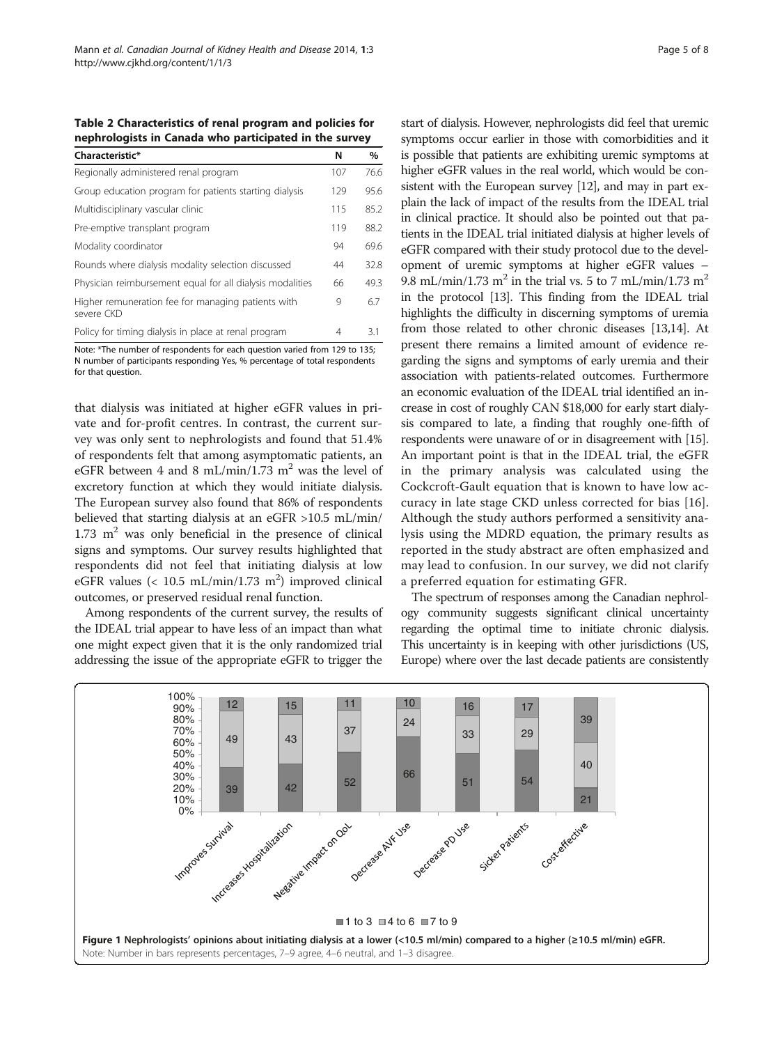**Table 2 Characteristics of renal program and policies for nephrologists in Canada who participated in the survey**

| Characteristic* | N | % |
|---|---|---|
| Regionally administered renal program | 107 | 76.6 |
| Group education program for patients starting dialysis | 129 | 95.6 |
| Multidisciplinary vascular clinic | 115 | 85.2 |
| Pre-emptive transplant program | 119 | 88.2 |
| Modality coordinator | 94 | 69.6 |
| Rounds where dialysis modality selection discussed | 44 | 32.8 |
| Physician reimbursement equal for all dialysis modalities | 66 | 49.3 |
| Higher remuneration fee for managing patients with severe CKD | 9 | 6.7 |
| Policy for timing dialysis in place at renal program | 4 | 3.1 |

Note: *The number of respondents for each question varied from 129 to 135; N number of participants responding Yes, % percentage of total respondents for that question.

that dialysis was initiated at higher eGFR values in private and for-profit centres. In contrast, the current survey was only sent to nephrologists and found that 51.4% of respondents felt that among asymptomatic patients, an eGFR between 4 and 8 mL/min/1.73 $m^2$ was the level of excretory function at which they would initiate dialysis. The European survey also found that 86% of respondents believed that starting dialysis at an eGFR >10.5 mL/min/1.73 $m^2$ was only beneficial in the presence of clinical signs and symptoms. Our survey results highlighted that respondents did not feel that initiating dialysis at low eGFR values (< 10.5 mL/min/1.73 $m^2$) improved clinical outcomes, or preserved residual renal function.

Among respondents of the current survey, the results of the IDEAL trial appear to have less of an impact than what one might expect given that it is the only randomized trial addressing the issue of the appropriate eGFR to trigger the start of dialysis. However, nephrologists did feel that uremic symptoms occur earlier in those with comorbidities and it is possible that patients are exhibiting uremic symptoms at higher eGFR values in the real world, which would be consistent with the European survey [12], and may in part explain the lack of impact of the results from the IDEAL trial in clinical practice. It should also be pointed out that patients in the IDEAL trial initiated dialysis at higher levels of eGFR compared with their study protocol due to the development of uremic symptoms at higher eGFR values – 9.8 mL/min/1.73 $m^2$ in the trial vs. 5 to 7 mL/min/1.73 $m^2$ in the protocol [13]. This finding from the IDEAL trial highlights the difficulty in discerning symptoms of uremia from those related to other chronic diseases [13,14]. At present there remains a limited amount of evidence regarding the signs and symptoms of early uremia and their association with patients-related outcomes. Furthermore an economic evaluation of the IDEAL trial identified an increase in cost of roughly CAN $18,000 for early start dialysis compared to late, a finding that roughly one-fifth of respondents were unaware of or in disagreement with [15]. An important point is that in the IDEAL trial, the eGFR in the primary analysis was calculated using the Cockcroft-Gault equation that is known to have low accuracy in late stage CKD unless corrected for bias [16]. Although the study authors performed a sensitivity analysis using the MDRD equation, the primary results as reported in the study abstract are often emphasized and may lead to confusion. In our survey, we did not clarify a preferred equation for estimating GFR.

The spectrum of responses among the Canadian nephrology community suggests significant clinical uncertainty regarding the optimal time to initiate chronic dialysis. This uncertainty is in keeping with other jurisdictions (US, Europe) where over the last decade patients are consistently

| | Improves Survival | Increases Hospitalization | Negative Impact on QoL | Decrease AVF Use | Decrease PD Use | Sicker Patients | Cost-effective |
|---|---|---|---|---|---|---|---|
| 1 to 3 | 39 | 42 | 52 | 66 | 51 | 54 | 21 |
| 4 to 6 | 49 | 43 | 37 | 24 | 33 | 29 | 40 |
| 7 to 9 | 12 | 15 | 11 | 10 | 16 | 17 | 39 |

**Figure 1 Nephrologists' opinions about initiating dialysis at a lower (<10.5 ml/min) compared to a higher (≥10.5 ml/min) eGFR.**
Note: Number in bars represents percentages, 7–9 agree, 4–6 neutral, and 1–3 disagree.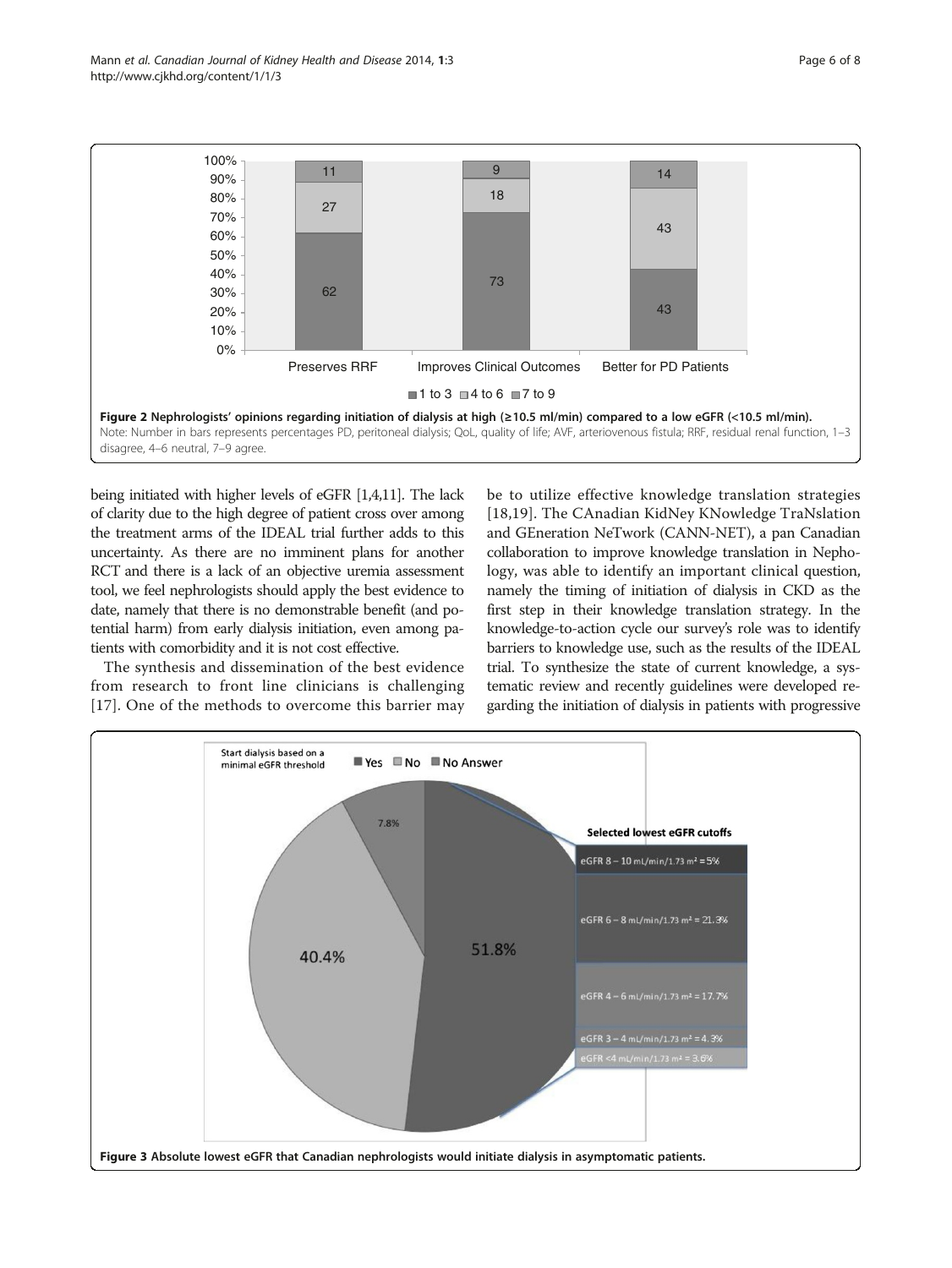**Figure 2 Nephrologists' opinions regarding initiation of dialysis at high (≥10.5 ml/min) compared to a low eGFR (<10.5 ml/min).** Note: Number in bars represents percentages PD, peritoneal dialysis; QoL, quality of life; AVF, arteriovenous fistula; RRF, residual renal function, 1–3 disagree, 4–6 neutral, 7–9 agree.

being initiated with higher levels of eGFR [1,4,11]. The lack of clarity due to the high degree of patient cross over among the treatment arms of the IDEAL trial further adds to this uncertainty. As there are no imminent plans for another RCT and there is a lack of an objective uremia assessment tool, we feel nephrologists should apply the best evidence to date, namely that there is no demonstrable benefit (and potential harm) from early dialysis initiation, even among patients with comorbidity and it is not cost effective.

The synthesis and dissemination of the best evidence from research to front line clinicians is challenging [17]. One of the methods to overcome this barrier may be to utilize effective knowledge translation strategies [18,19]. The CAnadian KidNey KNowledge TraNslation and GEneration NeTwork (CANN-NET), a pan Canadian collaboration to improve knowledge translation in Nephrology, was able to identify an important clinical question, namely the timing of initiation of dialysis in CKD as the first step in their knowledge translation strategy. In the knowledge-to-action cycle our survey's role was to identify barriers to knowledge use, such as the results of the IDEAL trial. To synthesize the state of current knowledge, a systematic review and recently guidelines were developed regarding the initiation of dialysis in patients with progressive

**Figure 3 Absolute lowest eGFR that Canadian nephrologists would initiate dialysis in asymptomatic patients.**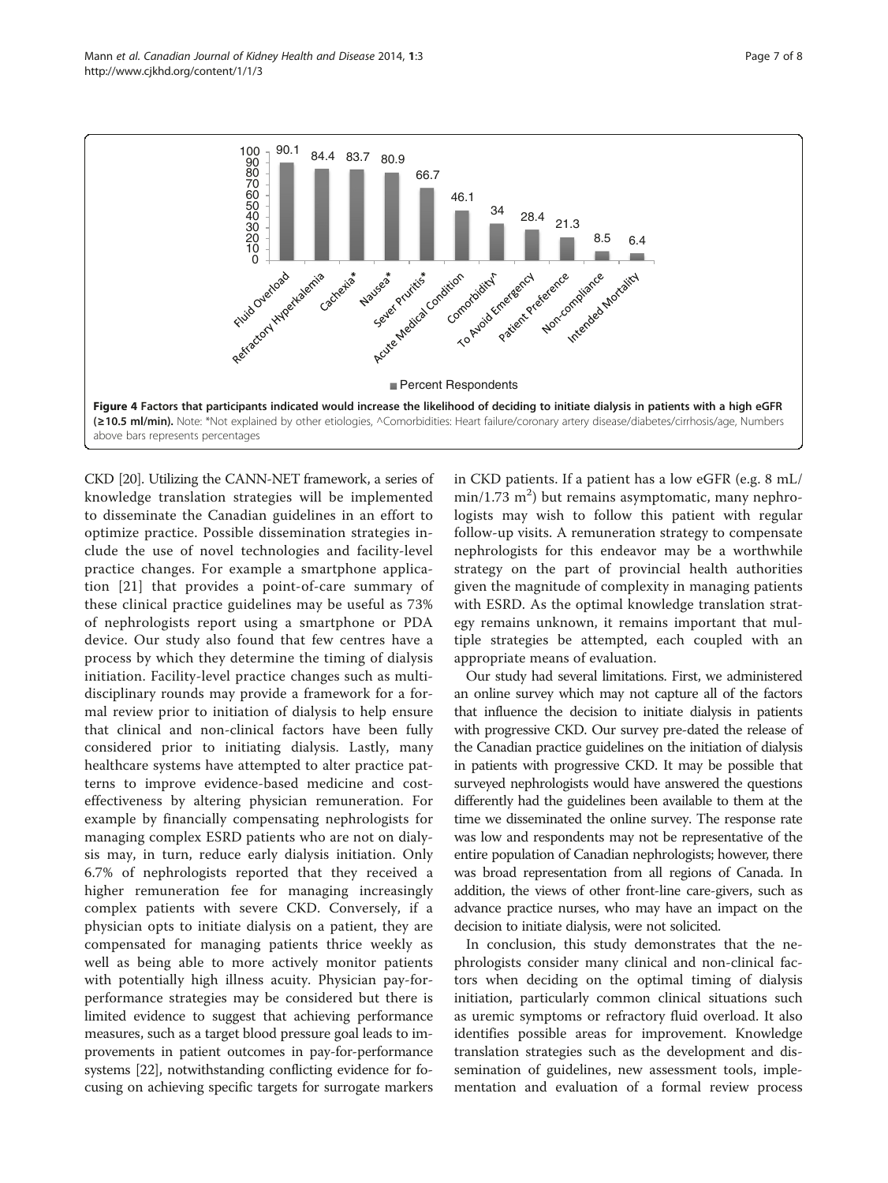100
90
80
70
60
50
40
30
20
10
0

90.1 84.4 83.7 80.9 66.7 46.1 34 28.4 21.3 8.5 6.4

Fluid Overload
Refractory Hyperkalemia
Cachexia*
Nausea*
Sever Pruritis*
Acute Medical Condition
Comorbidity^
To Avoid Emergency
Patient Preference
Non-compliance
Intended Mortality

Percent Respondents

**Figure 4 Factors that participants indicated would increase the likelihood of deciding to initiate dialysis in patients with a high eGFR (≥10.5 ml/min).** Note: *Not explained by other etiologies, ^Comorbidities: Heart failure/coronary artery disease/diabetes/cirrhosis/age, Numbers above bars represents percentages

CKD [20]. Utilizing the CANN-NET framework, a series of knowledge translation strategies will be implemented to disseminate the Canadian guidelines in an effort to optimize practice. Possible dissemination strategies include the use of novel technologies and facility-level practice changes. For example a smartphone application [21] that provides a point-of-care summary of these clinical practice guidelines may be useful as 73% of nephrologists report using a smartphone or PDA device. Our study also found that few centres have a process by which they determine the timing of dialysis initiation. Facility-level practice changes such as multidisciplinary rounds may provide a framework for a formal review prior to initiation of dialysis to help ensure that clinical and non-clinical factors have been fully considered prior to initiating dialysis. Lastly, many healthcare systems have attempted to alter practice patterns to improve evidence-based medicine and cost-effectiveness by altering physician remuneration. For example by financially compensating nephrologists for managing complex ESRD patients who are not on dialysis may, in turn, reduce early dialysis initiation. Only 6.7% of nephrologists reported that they received a higher remuneration fee for managing increasingly complex patients with severe CKD. Conversely, if a physician opts to initiate dialysis on a patient, they are compensated for managing patients thrice weekly as well as being able to more actively monitor patients with potentially high illness acuity. Physician pay-for-performance strategies may be considered but there is limited evidence to suggest that achieving performance measures, such as a target blood pressure goal leads to improvements in patient outcomes in pay-for-performance systems [22], notwithstanding conflicting evidence for focusing on achieving specific targets for surrogate markers in CKD patients. If a patient has a low eGFR (e.g. 8 mL/min/1.73 $m^2$) but remains asymptomatic, many nephrologists may wish to follow this patient with regular follow-up visits. A remuneration strategy to compensate nephrologists for this endeavor may be a worthwhile strategy on the part of provincial health authorities given the magnitude of complexity in managing patients with ESRD. As the optimal knowledge translation strategy remains unknown, it remains important that multiple strategies be attempted, each coupled with an appropriate means of evaluation.

Our study had several limitations. First, we administered an online survey which may not capture all of the factors that influence the decision to initiate dialysis in patients with progressive CKD. Our survey pre-dated the release of the Canadian practice guidelines on the initiation of dialysis in patients with progressive CKD. It may be possible that surveyed nephrologists would have answered the questions differently had the guidelines been available to them at the time we disseminated the online survey. The response rate was low and respondents may not be representative of the entire population of Canadian nephrologists; however, there was broad representation from all regions of Canada. In addition, the views of other front-line care-givers, such as advance practice nurses, who may have an impact on the decision to initiate dialysis, were not solicited.

In conclusion, this study demonstrates that the nephrologists consider many clinical and non-clinical factors when deciding on the optimal timing of dialysis initiation, particularly common clinical situations such as uremic symptoms or refractory fluid overload. It also identifies possible areas for improvement. Knowledge translation strategies such as the development and dissemination of guidelines, new assessment tools, implementation and evaluation of a formal review process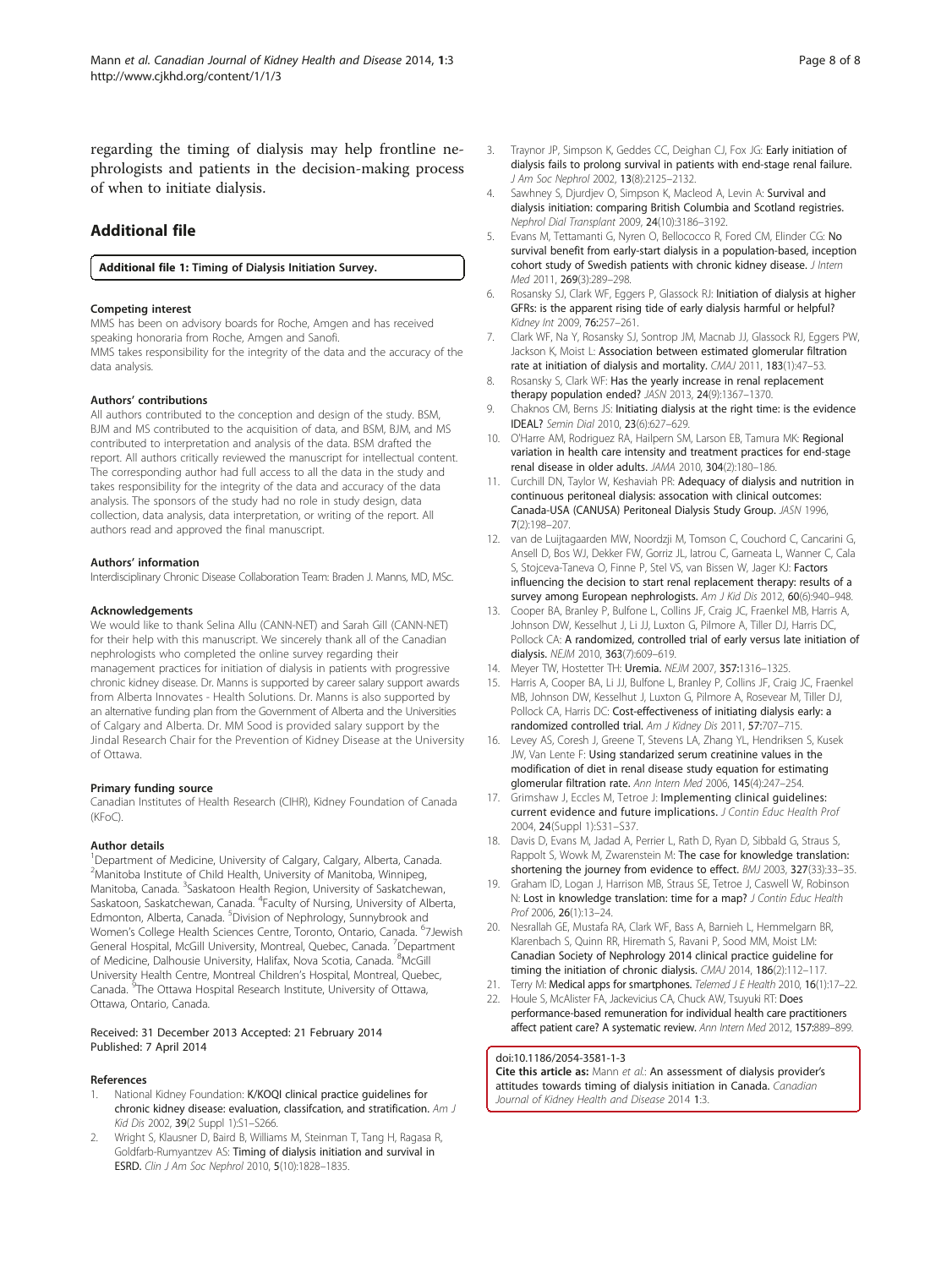regarding the timing of dialysis may help frontline nephrologists and patients in the decision-making process of when to initiate dialysis.

## Additional file

**Additional file 1: Timing of Dialysis Initiation Survey.**

#### Competing interest

MMS has been on advisory boards for Roche, Amgen and has received speaking honoraria from Roche, Amgen and Sanofi.
MMS takes responsibility for the integrity of the data and the accuracy of the data analysis.

#### Authors' contributions

All authors contributed to the conception and design of the study. BSM, BJM and MS contributed to the acquisition of data, and BSM, BJM, and MS contributed to interpretation and analysis of the data. BSM drafted the report. All authors critically reviewed the manuscript for intellectual content. The corresponding author had full access to all the data in the study and takes responsibility for the integrity of the data and accuracy of the data analysis. The sponsors of the study had no role in study design, data collection, data analysis, data interpretation, or writing of the report. All authors read and approved the final manuscript.

#### Authors' information

Interdisciplinary Chronic Disease Collaboration Team: Braden J. Manns, MD, MSc.

#### Acknowledgements

We would like to thank Selina Allu (CANN-NET) and Sarah Gill (CANN-NET) for their help with this manuscript. We sincerely thank all of the Canadian nephrologists who completed the online survey regarding their management practices for initiation of dialysis in patients with progressive chronic kidney disease. Dr. Manns is supported by career salary support awards from Alberta Innovates - Health Solutions. Dr. Manns is also supported by an alternative funding plan from the Government of Alberta and the Universities of Calgary and Alberta. Dr. MM Sood is provided salary support by the Jindal Research Chair for the Prevention of Kidney Disease at the University of Ottawa.

#### Primary funding source

Canadian Institutes of Health Research (CIHR), Kidney Foundation of Canada (KFoC).

#### Author details

[1]Department of Medicine, University of Calgary, Calgary, Alberta, Canada. [2]Manitoba Institute of Child Health, University of Manitoba, Winnipeg, Manitoba, Canada. [3]Saskatoon Health Region, University of Saskatchewan, Saskatoon, Saskatchewan, Canada. [4]Faculty of Nursing, University of Alberta, Edmonton, Alberta, Canada. [5]Division of Nephrology, Sunnybrook and Women's College Health Sciences Centre, Toronto, Ontario, Canada. [6]7Jewish General Hospital, McGill University, Montreal, Quebec, Canada. [7]Department of Medicine, Dalhousie University, Halifax, Nova Scotia, Canada. [8]McGill University Health Centre, Montreal Children's Hospital, Montreal, Quebec, Canada. [9]The Ottawa Hospital Research Institute, University of Ottawa, Ottawa, Ontario, Canada.

Received: 31 December 2013 Accepted: 21 February 2014
Published: 7 April 2014

#### References

1. National Kidney Foundation: **K/KOQI clinical practice guidelines for chronic kidney disease: evaluation, classifcation, and stratification.** *Am J Kid Dis* 2002, **39**(2 Suppl 1):S1–S266.
2. Wright S, Klausner D, Baird B, Williams M, Steinman T, Tang H, Ragasa R, Goldfarb-Rumyantzev AS: **Timing of dialysis initiation and survival in ESRD.** *Clin J Am Soc Nephrol* 2010, **5**(10):1828–1835.
3. Traynor JP, Simpson K, Geddes CC, Deighan CJ, Fox JG: **Early initiation of dialysis fails to prolong survival in patients with end-stage renal failure.** *J Am Soc Nephrol* 2002, **13**(8):2125–2132.
4. Sawhney S, Djurdjev O, Simpson K, Macleod A, Levin A: **Survival and dialysis initiation: comparing British Columbia and Scotland registries.** *Nephrol Dial Transplant* 2009, **24**(10):3186–3192.
5. Evans M, Tettamanti G, Nyren O, Bellococco R, Fored CM, Elinder CG: **No survival benefit from early-start dialysis in a population-based, inception cohort study of Swedish patients with chronic kidney disease.** *J Intern Med* 2011, **269**(3):289–298.
6. Rosansky SJ, Clark WF, Eggers P, Glassock RJ: **Initiation of dialysis at higher GFRs: is the apparent rising tide of early dialysis harmful or helpful?** *Kidney Int* 2009, **76**:257–261.
7. Clark WF, Na Y, Rosansky SJ, Sontrop JM, Macnab JJ, Glassock RJ, Eggers PW, Jackson K, Moist L: **Association between estimated glomerular filtration rate at initiation of dialysis and mortality.** *CMAJ* 2011, **183**(1):47–53.
8. Rosansky S, Clark WF: **Has the yearly increase in renal replacement therapy population ended?** *JASN* 2013, **24**(9):1367–1370.
9. Chaknos CM, Berns JS: **Initiating dialysis at the right time: is the evidence IDEAL?** *Semin Dial* 2010, **23**(6):627–629.
10. O'Harre AM, Rodriguez RA, Hailpern SM, Larson EB, Tamura MK: **Regional variation in health care intensity and treatment practices for end-stage renal disease in older adults.** *JAMA* 2010, **304**(2):180–186.
11. Curchill DN, Taylor W, Keshaviah PR: **Adequacy of dialysis and nutrition in continuous peritoneal dialysis: assocation with clinical outcomes: Canada-USA (CANUSA) Peritoneal Dialysis Study Group.** *JASN* 1996, **7**(2):198–207.
12. van de Luijtagaarden MW, Noordzji M, Tomson C, Couchord C, Cancarini G, Ansell D, Bos WJ, Dekker FW, Gorriz JL, Iatrou C, Garneata L, Wanner C, Cala S, Stojceva-Taneva O, Finne P, Stel VS, van Bissen W, Jager KJ: **Factors influencing the decision to start renal replacement therapy: results of a survey among European nephrologists.** *Am J Kid Dis* 2012, **60**(6):940–948.
13. Cooper BA, Branley P, Bulfone L, Collins JF, Craig JC, Fraenkel MB, Harris A, Johnson DW, Kesselhut J, Li JJ, Luxton G, Pilmore A, Tiller DJ, Harris DC, Pollock CA: **A randomized, controlled trial of early versus late initiation of dialysis.** *NEJM* 2010, **363**(7):609–619.
14. Meyer TW, Hostetter TH: **Uremia.** *NEJM* 2007, **357**:1316–1325.
15. Harris A, Cooper BA, Li JJ, Bulfone L, Branley P, Collins JF, Craig JC, Fraenkel MB, Johnson DW, Kesselhut J, Luxton G, Pilmore A, Rosevear M, Tiller DJ, Pollock CA, Harris DC: **Cost-effectiveness of initiating dialysis early: a randomized controlled trial.** *Am J Kidney Dis* 2011, **57**:707–715.
16. Levey AS, Coresh J, Greene T, Stevens LA, Zhang YL, Hendriksen S, Kusek JW, Van Lente F: **Using standarized serum creatinine values in the modification of diet in renal disease study equation for estimating glomerular filtration rate.** *Ann Intern Med* 2006, **145**(4):247–254.
17. Grimshaw J, Eccles M, Tetroe J: **Implementing clinical guidelines: current evidence and future implications.** *J Contin Educ Health Prof* 2004, **24**(Suppl 1):S31–S37.
18. Davis D, Evans M, Jadad A, Perrier L, Rath D, Ryan D, Sibbald G, Straus S, Rappolt S, Wowk M, Zwarenstein M: **The case for knowledge translation: shortening the journey from evidence to effect.** *BMJ* 2003, **327**(33):33–35.
19. Graham ID, Logan J, Harrison MB, Straus SE, Tetroe J, Caswell W, Robinson N: **Lost in knowledge translation: time for a map?** *J Contin Educ Health Prof* 2006, **26**(1):13–24.
20. Nesrallah GE, Mustafa RA, Clark WF, Bass A, Barnieh L, Hemmelgarn BR, Klarenbach S, Quinn RR, Hiremath S, Ravani P, Sood MM, Moist LM: **Canadian Society of Nephrology 2014 clinical practice guideline for timing the initiation of chronic dialysis.** *CMAJ* 2014, **186**(2):112–117.
21. Terry M: **Medical apps for smartphones.** *Telemed J E Health* 2010, **16**(1):17–22.
22. Houle S, McAlister FA, Jackevicius CA, Chuck AW, Tsuyuki RT: **Does performance-based remuneration for individual health care practitioners affect patient care? A systematic review.** *Ann Intern Med* 2012, **157**:889–899.

doi:10.1186/2054-3581-1-3
**Cite this article as:** Mann *et al.*: An assessment of dialysis provider's attitudes towards timing of dialysis initiation in Canada. *Canadian Journal of Kidney Health and Disease* 2014 1:3.